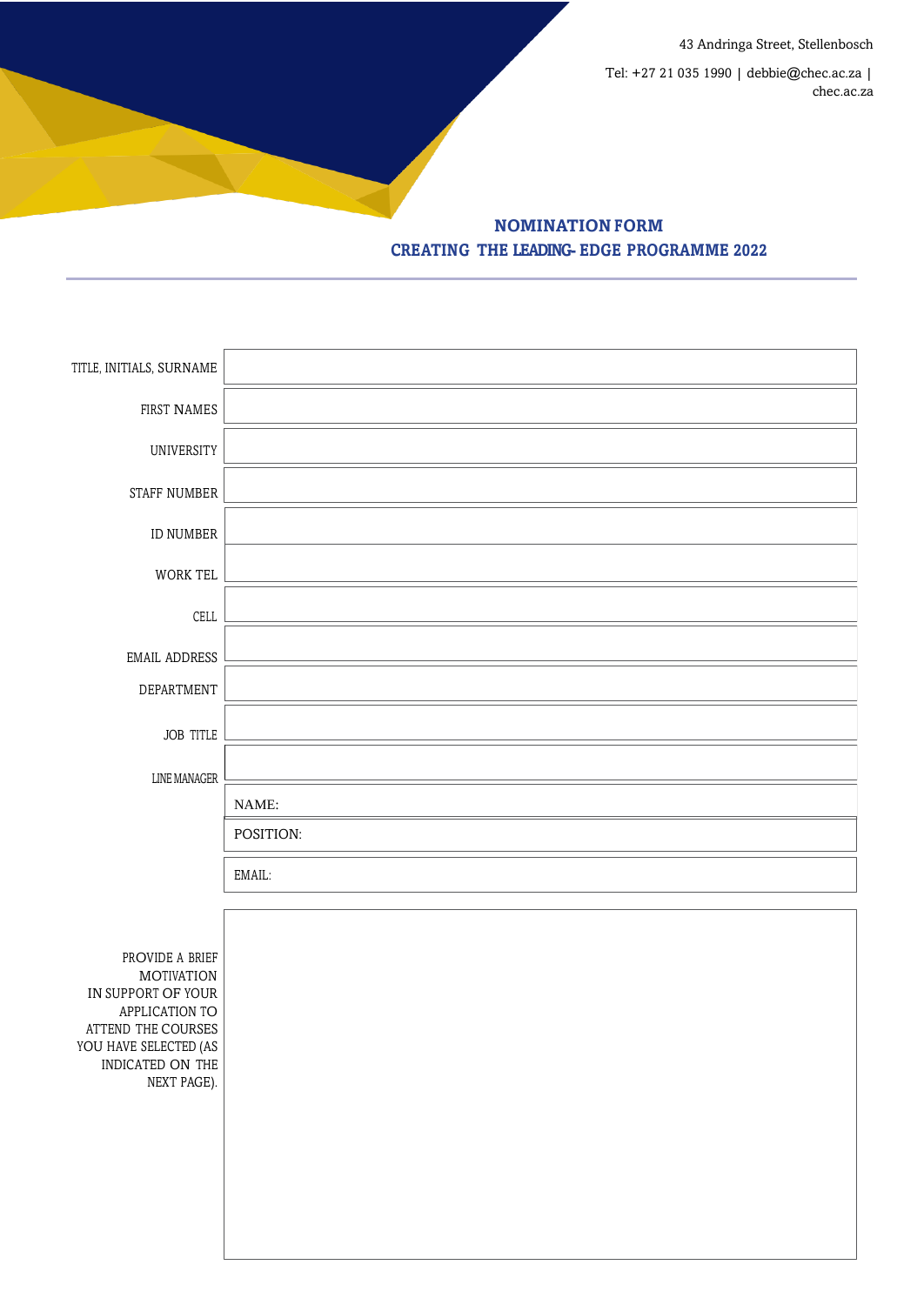43 Andringa Street, Stellenbosch

Tel: +27 21 035 1990 | debbie@chec.ac.za | chec.ac.za

## NOMINATION FORM
## CREATING THE LEADING- EDGE PROGRAMME 2022

| | |
|---|---|
| TITLE, INITIALS, SURNAME | |
| FIRST NAMES | |
| UNIVERSITY | |
| STAFF NUMBER | |
| ID NUMBER | |
| WORK TEL | |
| CELL | |
| EMAIL ADDRESS | |
| DEPARTMENT | |
| JOB TITLE | |
| LINE MANAGER | |
| | NAME: |
| | POSITION: |
| | EMAIL: |
| PROVIDE A BRIEF MOTIVATION IN SUPPORT OF YOUR APPLICATION TO ATTEND THE COURSES YOU HAVE SELECTED (AS INDICATED ON THE NEXT PAGE). | |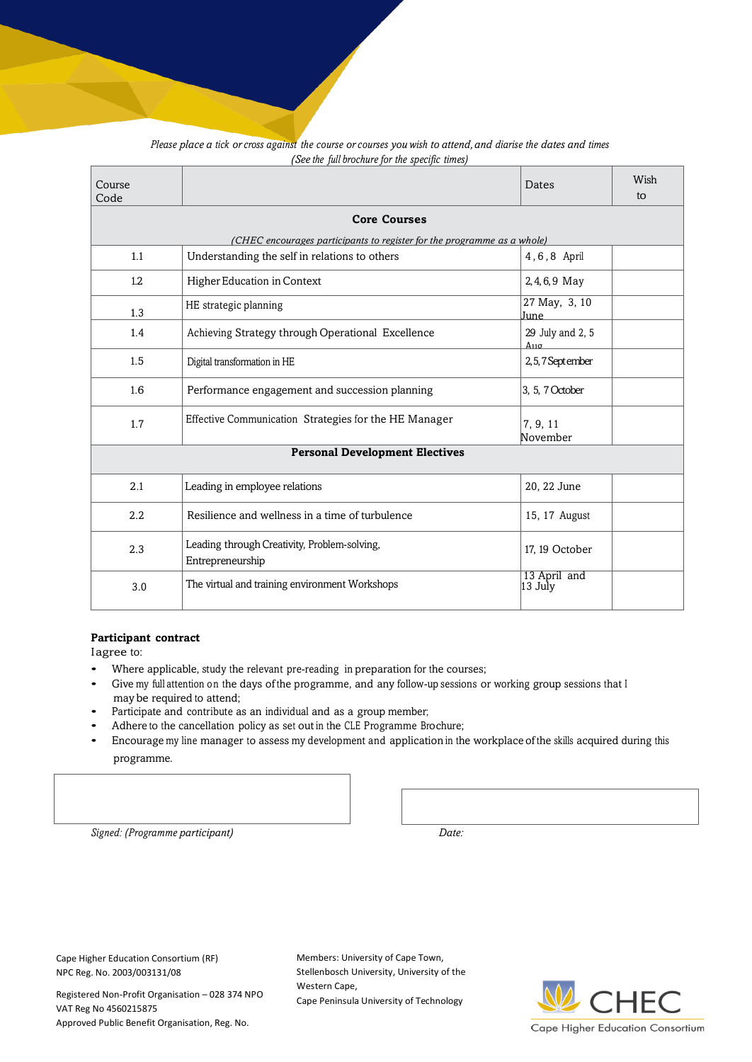*Please place a tick or cross against the course or courses you wish to attend, and diarise the dates and times*
*(See the full brochure for the specific times)*

| Course Code | | Dates | Wish to |
|---|---|---|---|
| **Core Courses** *(CHEC encourages participants to register for the programme as a whole)* | | | |
| 1.1 | Understanding the self in relations to others | 4, 6, 8 April | |
| 1.2 | Higher Education in Context | 2, 4, 6, 9 May | |
| 1.3 | HE strategic planning | 27 May, 3, 10 June | |
| 1.4 | Achieving Strategy through Operational Excellence | 29 July and 2, 5 Aug | |
| 1.5 | Digital transformation in HE | 2, 5, 7 September | |
| 1.6 | Performance engagement and succession planning | 3, 5, 7 October | |
| 1.7 | Effective Communication Strategies for the HE Manager | 7, 9, 11 November | |
| **Personal Development Electives** | | | |
| 2.1 | Leading in employee relations | 20, 22 June | |
| 2.2 | Resilience and wellness in a time of turbulence | 15, 17 August | |
| 2.3 | Leading through Creativity, Problem-solving, Entrepreneurship | 17, 19 October | |
| 3.0 | The virtual and training environment Workshops | 13 April and 13 July | |

**Participant contract**

I agree to:

- Where applicable, study the relevant pre-reading in preparation for the courses;
- Give my full attention on the days of the programme, and any follow-up sessions or working group sessions that I may be required to attend;
- Participate and contribute as an individual and as a group member;
- Adhere to the cancellation policy as set out in the CLE Programme Brochure;
- Encourage my line manager to assess my development and application in the workplace of the skills acquired during this programme.

*Signed: (Programme participant)*

*Date:*

Cape Higher Education Consortium (RF)
NPC Reg. No. 2003/003131/08

Registered Non-Profit Organisation – 028 374 NPO
VAT Reg No 4560215875
Approved Public Benefit Organisation, Reg. No.

Members: University of Cape Town, Stellenbosch University, University of the Western Cape, Cape Peninsula University of Technology

CHEC
Cape Higher Education Consortium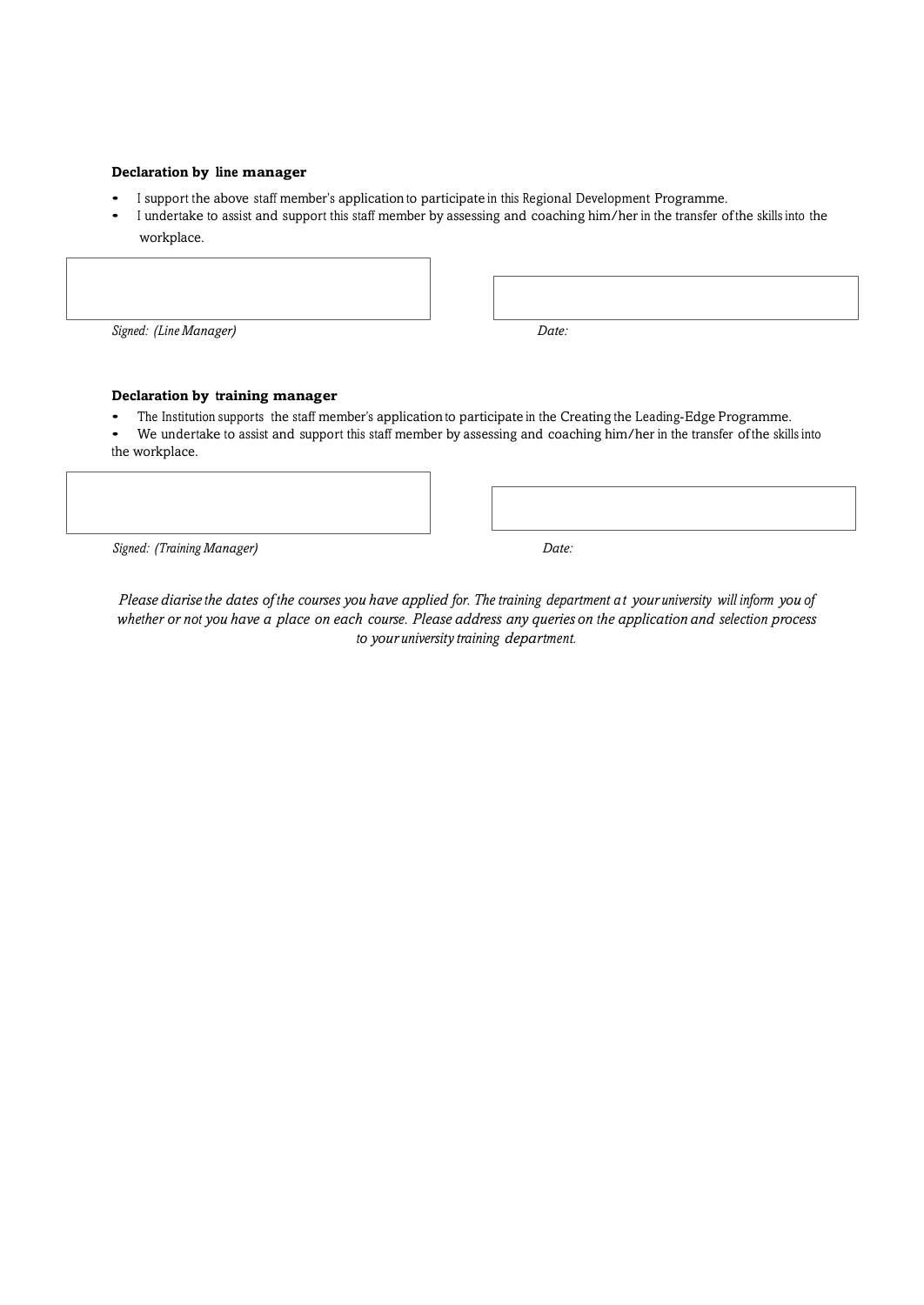**Declaration by line manager**

- I support the above staff member's application to participate in this Regional Development Programme.
- I undertake to assist and support this staff member by assessing and coaching him/her in the transfer of the skills into the workplace.

*Signed: (Line Manager)*

*Date:*

**Declaration by training manager**

- The Institution supports the staff member's application to participate in the Creating the Leading-Edge Programme.
- We undertake to assist and support this staff member by assessing and coaching him/her in the transfer of the skills into the workplace.

*Signed: (Training Manager)*

*Date:*

*Please diarise the dates of the courses you have applied for. The training department at your university will inform you of whether or not you have a place on each course. Please address any queries on the application and selection process to your university training department.*